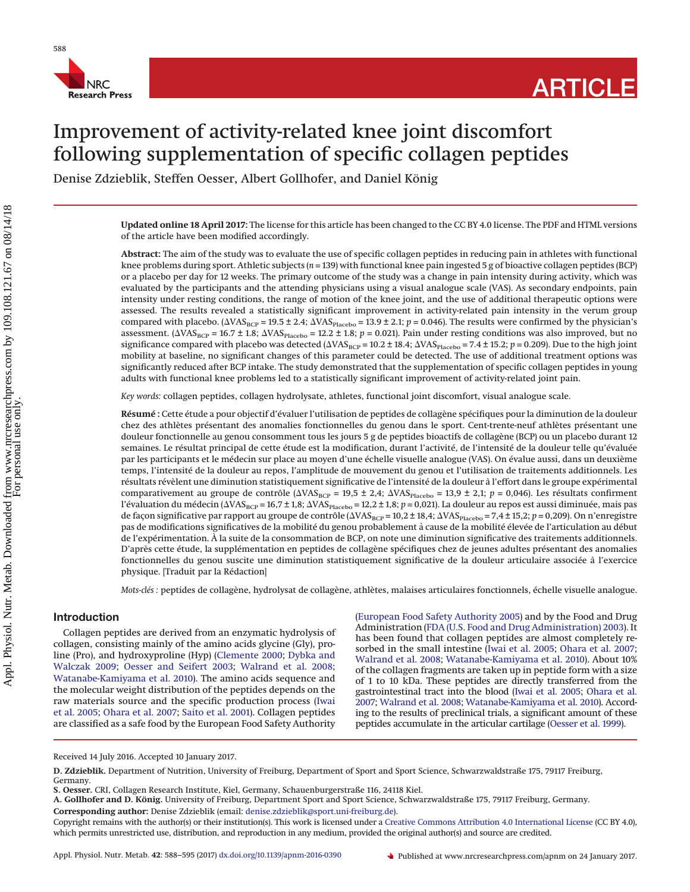# Improvement of activity-related knee joint discomfort following supplementation of specific collagen peptides

Denise Zdzieblik, Steffen Oesser, Albert Gollhofer, and Daniel König

**Updated online 18 April 2017:** The license for this article has been changed to the CC BY 4.0 license. The PDF and HTML versions of the article have been modified accordingly.

**Abstract:** The aim of the study was to evaluate the use of specific collagen peptides in reducing pain in athletes with functional knee problems during sport. Athletic subjects ($n = 139$) with functional knee pain ingested 5 g of bioactive collagen peptides (BCP) or a placebo per day for 12 weeks. The primary outcome of the study was a change in pain intensity during activity, which was evaluated by the participants and the attending physicians using a visual analogue scale (VAS). As secondary endpoints, pain intensity under resting conditions, the range of motion of the knee joint, and the use of additional therapeutic options were assessed. The results revealed a statistically significant improvement in activity-related pain intensity in the verum group compared with placebo. ($\Delta VAS_{BCP} = 19.5 \pm 2.4$; $\Delta VAS_{Placebo} = 13.9 \pm 2.1$; $p = 0.046$). The results were confirmed by the physician's assessment. ($\Delta VAS_{BCP} = 16.7 \pm 1.8$; $\Delta VAS_{Placebo} = 12.2 \pm 1.8$; $p = 0.021$). Pain under resting conditions was also improved, but no significance compared with placebo was detected ($\Delta VAS_{BCP} = 10.2 \pm 18.4$; $\Delta VAS_{Placebo} = 7.4 \pm 15.2$; $p = 0.209$). Due to the high joint mobility at baseline, no significant changes of this parameter could be detected. The use of additional treatment options was significantly reduced after BCP intake. The study demonstrated that the supplementation of specific collagen peptides in young adults with functional knee problems led to a statistically significant improvement of activity-related joint pain.

*Key words:* collagen peptides, collagen hydrolysate, athletes, functional joint discomfort, visual analogue scale.

**Résumé :** Cette étude a pour objectif d'évaluer l'utilisation de peptides de collagène spécifiques pour la diminution de la douleur chez des athlètes présentant des anomalies fonctionnelles du genou dans le sport. Cent-trente-neuf athlètes présentant une douleur fonctionnelle au genou consomment tous les jours 5 g de peptides bioactifs de collagène (BCP) ou un placebo durant 12 semaines. Le résultat principal de cette étude est la modification, durant l'activité, de l'intensité de la douleur telle qu'évaluée par les participants et le médecin sur place au moyen d'une échelle visuelle analogue (VAS). On évalue aussi, dans un deuxième temps, l'intensité de la douleur au repos, l'amplitude de mouvement du genou et l'utilisation de traitements additionnels. Les résultats révèlent une diminution statistiquement significative de l'intensité de la douleur à l'effort dans le groupe expérimental comparativement au groupe de contrôle ($\Delta VAS_{BCP}$ = 19,5 ± 2,4; $\Delta VAS_{Placebo}$ = 13,9 ± 2,1; $p$ = 0,046). Les résultats confirment l'évaluation du médecin ($\Delta VAS_{BCP}$ = 16,7 ± 1,8; $\Delta VAS_{Placebo}$ = 12,2 ± 1,8; $p$ = 0,021). La douleur au repos est aussi diminuée, mais pas de façon significative par rapport au groupe de contrôle ($\Delta VAS_{BCP}$ = 10,2 ± 18,4; $\Delta VAS_{Placebo}$ = 7,4 ± 15,2; $p$ = 0,209). On n'enregistre pas de modifications significatives de la mobilité du genou probablement à cause de la mobilité élevée de l'articulation au début de l'expérimentation. À la suite de la consommation de BCP, on note une diminution significative des traitements additionnels. D'après cette étude, la supplémentation en peptides de collagène spécifiques chez de jeunes adultes présentant des anomalies fonctionnelles du genou suscite une diminution statistiquement significative de la douleur articulaire associée à l'exercice physique. [Traduit par la Rédaction]

*Mots-clés :* peptides de collagène, hydrolysat de collagène, athlètes, malaises articulaires fonctionnels, échelle visuelle analogue.

## Introduction

Collagen peptides are derived from an enzymatic hydrolysis of collagen, consisting mainly of the amino acids glycine (Gly), proline (Pro), and hydroxyproline (Hyp) (Clemente 2000; Dybka and Walczak 2009; Oesser and Seifert 2003; Walrand et al. 2008; Watanabe-Kamiyama et al. 2010). The amino acids sequence and the molecular weight distribution of the peptides depends on the raw materials source and the specific production process (Iwai et al. 2005; Ohara et al. 2007; Saito et al. 2001). Collagen peptides are classified as a safe food by the European Food Safety Authority (European Food Safety Authority 2005) and by the Food and Drug Administration (FDA (U.S. Food and Drug Administration) 2003). It has been found that collagen peptides are almost completely resorbed in the small intestine (Iwai et al. 2005; Ohara et al. 2007; Walrand et al. 2008; Watanabe-Kamiyama et al. 2010). About 10% of the collagen fragments are taken up in peptide form with a size of 1 to 10 kDa. These peptides are directly transferred from the gastrointestinal tract into the blood (Iwai et al. 2005; Ohara et al. 2007; Walrand et al. 2008; Watanabe-Kamiyama et al. 2010). According to the results of preclinical trials, a significant amount of these peptides accumulate in the articular cartilage (Oesser et al. 1999).

Received 14 July 2016. Accepted 10 January 2017.

**D. Zdzieblik.** Department of Nutrition, University of Freiburg, Department of Sport and Sport Science, Schwarzwaldstraße 175, 79117 Freiburg, Germany.

**S. Oesser.** CRI, Collagen Research Institute, Kiel, Germany, Schauenburgerstraße 116, 24118 Kiel.

**A. Gollhofer and D. König.** University of Freiburg, Department Sport and Sport Science, Schwarzwaldstraße 175, 79117 Freiburg, Germany.

**Corresponding author:** Denise Zdzieblik (email: denise.zdzieblik@sport.uni-freiburg.de).

Copyright remains with the author(s) or their institution(s). This work is licensed under a Creative Commons Attribution 4.0 International License (CC BY 4.0), which permits unrestricted use, distribution, and reproduction in any medium, provided the original author(s) and source are credited.

Published at www.nrcresearchpress.com/apnm on 24 January 2017.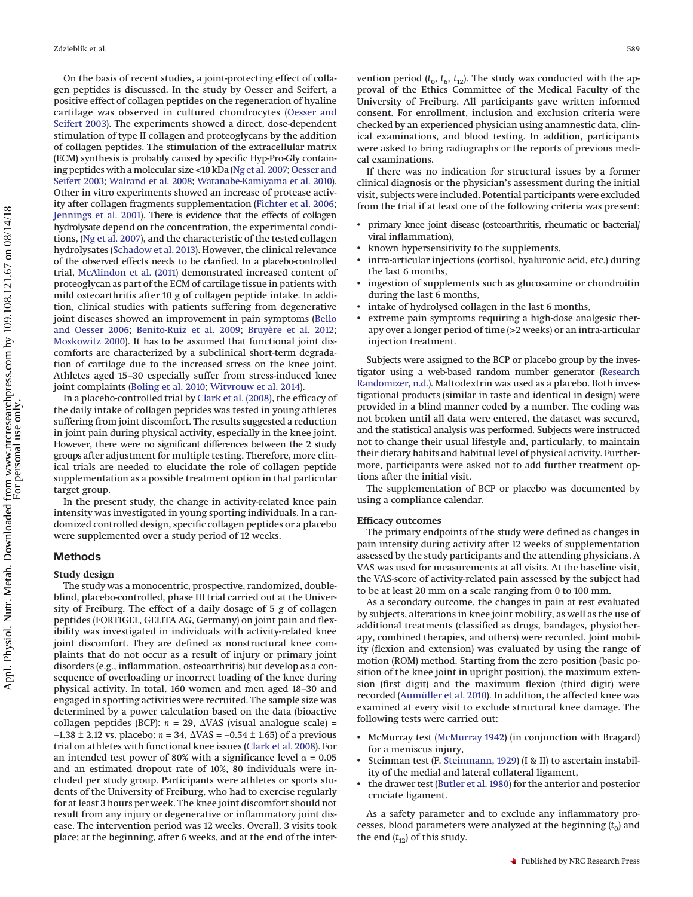On the basis of recent studies, a joint-protecting effect of collagen peptides is discussed. In the study by Oesser and Seifert, a positive effect of collagen peptides on the regeneration of hyaline cartilage was observed in cultured chondrocytes (Oesser and Seifert 2003). The experiments showed a direct, dose-dependent stimulation of type II collagen and proteoglycans by the addition of collagen peptides. The stimulation of the extracellular matrix (ECM) synthesis is probably caused by specific Hyp-Pro-Gly containing peptides with a molecular size <10 kDa (Ng et al. 2007; Oesser and Seifert 2003; Walrand et al. 2008; Watanabe-Kamiyama et al. 2010). Other in vitro experiments showed an increase of protease activity after collagen fragments supplementation (Fichter et al. 2006; Jennings et al. 2001). There is evidence that the effects of collagen hydrolysate depend on the concentration, the experimental conditions, (Ng et al. 2007), and the characteristic of the tested collagen hydrolysates (Schadow et al. 2013). However, the clinical relevance of the observed effects needs to be clarified. In a placebo-controlled trial, McAlindon et al. (2011) demonstrated increased content of proteoglycan as part of the ECM of cartilage tissue in patients with mild osteoarthritis after 10 g of collagen peptide intake. In addition, clinical studies with patients suffering from degenerative joint diseases showed an improvement in pain symptoms (Bello and Oesser 2006; Benito-Ruiz et al. 2009; Bruyère et al. 2012; Moskowitz 2000). It has to be assumed that functional joint discomforts are characterized by a subclinical short-term degradation of cartilage due to the increased stress on the knee joint. Athletes aged 15–30 especially suffer from stress-induced knee joint complaints (Boling et al. 2010; Witvrouw et al. 2014).

In a placebo-controlled trial by Clark et al. (2008), the efficacy of the daily intake of collagen peptides was tested in young athletes suffering from joint discomfort. The results suggested a reduction in joint pain during physical activity, especially in the knee joint. However, there were no significant differences between the 2 study groups after adjustment for multiple testing. Therefore, more clinical trials are needed to elucidate the role of collagen peptide supplementation as a possible treatment option in that particular target group.

In the present study, the change in activity-related knee pain intensity was investigated in young sporting individuals. In a randomized controlled design, specific collagen peptides or a placebo were supplemented over a study period of 12 weeks.

## Methods

### Study design

The study was a monocentric, prospective, randomized, double-blind, placebo-controlled, phase III trial carried out at the University of Freiburg. The effect of a daily dosage of 5 g of collagen peptides (FORTIGEL, GELITA AG, Germany) on joint pain and flexibility was investigated in individuals with activity-related knee joint discomfort. They are defined as nonstructural knee complaints that do not occur as a result of injury or primary joint disorders (e.g., inflammation, osteoarthritis) but develop as a consequence of overloading or incorrect loading of the knee during physical activity. In total, 160 women and men aged 18–30 and engaged in sporting activities were recruited. The sample size was determined by a power calculation based on the data (bioactive collagen peptides (BCP): $n$ = 29, ΔVAS (visual analogue scale) = −1.38 ± 2.12 vs. placebo: $n$ = 34, ΔVAS = −0.54 ± 1.65) of a previous trial on athletes with functional knee issues (Clark et al. 2008). For an intended test power of 80% with a significance level $\alpha$ = 0.05 and an estimated dropout rate of 10%, 80 individuals were included per study group. Participants were athletes or sports students of the University of Freiburg, who had to exercise regularly for at least 3 hours per week. The knee joint discomfort should not result from any injury or degenerative or inflammatory joint disease. The intervention period was 12 weeks. Overall, 3 visits took place; at the beginning, after 6 weeks, and at the end of the intervention period ($t_0$, $t_6$, $t_{12}$). The study was conducted with the approval of the Ethics Committee of the Medical Faculty of the University of Freiburg. All participants gave written informed consent. For enrollment, inclusion and exclusion criteria were checked by an experienced physician using anamnestic data, clinical examinations, and blood testing. In addition, participants were asked to bring radiographs or the reports of previous medical examinations.

If there was no indication for structural issues by a former clinical diagnosis or the physician's assessment during the initial visit, subjects were included. Potential participants were excluded from the trial if at least one of the following criteria was present:

- primary knee joint disease (osteoarthritis, rheumatic or bacterial/viral inflammation),
- known hypersensitivity to the supplements,
- intra-articular injections (cortisol, hyaluronic acid, etc.) during the last 6 months,
- ingestion of supplements such as glucosamine or chondroitin during the last 6 months,
- intake of hydrolysed collagen in the last 6 months,
- extreme pain symptoms requiring a high-dose analgesic therapy over a longer period of time (>2 weeks) or an intra-articular injection treatment.

Subjects were assigned to the BCP or placebo group by the investigator using a web-based random number generator (Research Randomizer, n.d.). Maltodextrin was used as a placebo. Both investigational products (similar in taste and identical in design) were provided in a blind manner coded by a number. The coding was not broken until all data were entered, the dataset was secured, and the statistical analysis was performed. Subjects were instructed not to change their usual lifestyle and, particularly, to maintain their dietary habits and habitual level of physical activity. Furthermore, participants were asked not to add further treatment options after the initial visit.

The supplementation of BCP or placebo was documented by using a compliance calendar.

### Efficacy outcomes

The primary endpoints of the study were defined as changes in pain intensity during activity after 12 weeks of supplementation assessed by the study participants and the attending physicians. A VAS was used for measurements at all visits. At the baseline visit, the VAS-score of activity-related pain assessed by the subject had to be at least 20 mm on a scale ranging from 0 to 100 mm.

As a secondary outcome, the changes in pain at rest evaluated by subjects, alterations in knee joint mobility, as well as the use of additional treatments (classified as drugs, bandages, physiotherapy, combined therapies, and others) were recorded. Joint mobility (flexion and extension) was evaluated by using the range of motion (ROM) method. Starting from the zero position (basic position of the knee joint in upright position), the maximum extension (first digit) and the maximum flexion (third digit) were recorded (Aumüller et al. 2010). In addition, the affected knee was examined at every visit to exclude structural knee damage. The following tests were carried out:

- McMurray test (McMurray 1942) (in conjunction with Bragard) for a meniscus injury,
- Steinman test (F. Steinmann, 1929) (I & II) to ascertain instability of the medial and lateral collateral ligament,
- the drawer test (Butler et al. 1980) for the anterior and posterior cruciate ligament.

As a safety parameter and to exclude any inflammatory processes, blood parameters were analyzed at the beginning ($t_0$) and the end ($t_{12}$) of this study.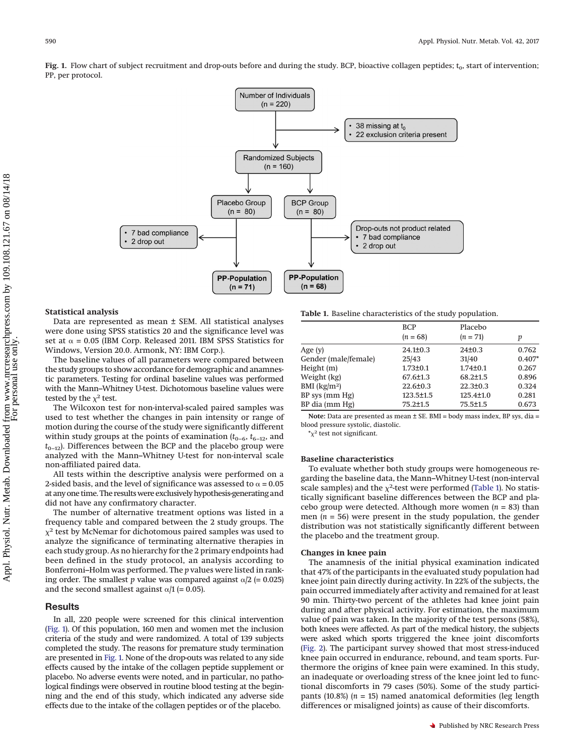**Fig. 1.** Flow chart of subject recruitment and drop-outs before and during the study. BCP, bioactive collagen peptides; $t_0$, start of intervention; PP, per protocol.

Number of Individuals (n = 220)

- 38 missing at $t_0$
- 22 exclusion criteria present

Randomized Subjects (n = 160)

Placebo Group (n = 80)

- 7 bad compliance
- 2 drop out

PP-Population (n = 71)

BCP Group (n = 80)

Drop-outs not product related
- 7 bad compliance
- 2 drop out

PP-Population (n = 68)

### Statistical analysis

Data are represented as mean ± SEM. All statistical analyses were done using SPSS statistics 20 and the significance level was set at $\alpha = 0.05$ (IBM Corp. Released 2011. IBM SPSS Statistics for Windows, Version 20.0. Armonk, NY: IBM Corp.).

The baseline values of all parameters were compared between the study groups to show accordance for demographic and anamnestic parameters. Testing for ordinal baseline values was performed with the Mann–Whitney U-test. Dichotomous baseline values were tested by the $\chi^2$ test.

The Wilcoxon test for non-interval-scaled paired samples was used to test whether the changes in pain intensity or range of motion during the course of the study were significantly different within study groups at the points of examination ($t_{0-6}$, $t_{6-12}$, and $t_{0-12}$). Differences between the BCP and the placebo group were analyzed with the Mann–Whitney U-test for non-interval scale non-affiliated paired data.

All tests within the descriptive analysis were performed on a 2-sided basis, and the level of significance was assessed to $\alpha = 0.05$ at any one time. The results were exclusively hypothesis-generating and did not have any confirmatory character.

The number of alternative treatment options was listed in a frequency table and compared between the 2 study groups. The $\chi^2$ test by McNemar for dichotomous paired samples was used to analyze the significance of terminating alternative therapies in each study group. As no hierarchy for the 2 primary endpoints had been defined in the study protocol, an analysis according to Bonferroni–Holm was performed. The $p$ values were listed in ranking order. The smallest $p$ value was compared against $\alpha/2$ (= 0.025) and the second smallest against $\alpha/1$ (= 0.05).

## Results

In all, 220 people were screened for this clinical intervention (Fig. 1). Of this population, 160 men and women met the inclusion criteria of the study and were randomized. A total of 139 subjects completed the study. The reasons for premature study termination are presented in Fig. 1. None of the drop-outs was related to any side effects caused by the intake of the collagen peptide supplement or placebo. No adverse events were noted, and in particular, no pathological findings were observed in routine blood testing at the beginning and the end of this study, which indicated any adverse side effects due to the intake of the collagen peptides or of the placebo.

**Table 1.** Baseline characteristics of the study population.

| | BCP ($n$ = 68) | Placebo ($n$ = 71) | $p$ |
|---|---|---|---|
| Age (y) | 24.1±0.3 | 24±0.3 | 0.762 |
| Gender (male/female) | 25/43 | 31/40 | 0.407* |
| Height (m) | 1.73±0.1 | 1.74±0.1 | 0.267 |
| Weight (kg) | 67.6±1.3 | 68.2±1.5 | 0.896 |
| BMI (kg/m²) | 22.6±0.3 | 22.3±0.3 | 0.324 |
| BP sys (mm Hg) | 123.5±1.5 | 125.4±1.0 | 0.281 |
| BP dia (mm Hg) | 75.2±1.5 | 75.5±1.5 | 0.673 |

**Note:** Data are presented as mean ± SE. BMI = body mass index, BP sys, dia = blood pressure systolic, diastolic.

*$\chi^2$ test not significant.

### Baseline characteristics

To evaluate whether both study groups were homogeneous regarding the baseline data, the Mann–Whitney U-test (non-interval scale samples) and the $\chi^2$-test were performed (Table 1). No statistically significant baseline differences between the BCP and placebo group were detected. Although more women ($n$ = 83) than men ($n$ = 56) were present in the study population, the gender distribution was not statistically significantly different between the placebo and the treatment group.

### Changes in knee pain

The anamnesis of the initial physical examination indicated that 47% of the participants in the evaluated study population had knee joint pain directly during activity. In 22% of the subjects, the pain occurred immediately after activity and remained for at least 90 min. Thirty-two percent of the athletes had knee joint pain during and after physical activity. For estimation, the maximum value of pain was taken. In the majority of the test persons (58%), both knees were affected. As part of the medical history, the subjects were asked which sports triggered the knee joint discomforts (Fig. 2). The participant survey showed that most stress-induced knee pain occurred in endurance, rebound, and team sports. Furthermore the origins of knee pain were examined. In this study, an inadequate or overloading stress of the knee joint led to functional discomforts in 79 cases (50%). Some of the study participants (10.8%) ($n$ = 15) named anatomical deformities (leg length differences or misaligned joints) as cause of their discomforts.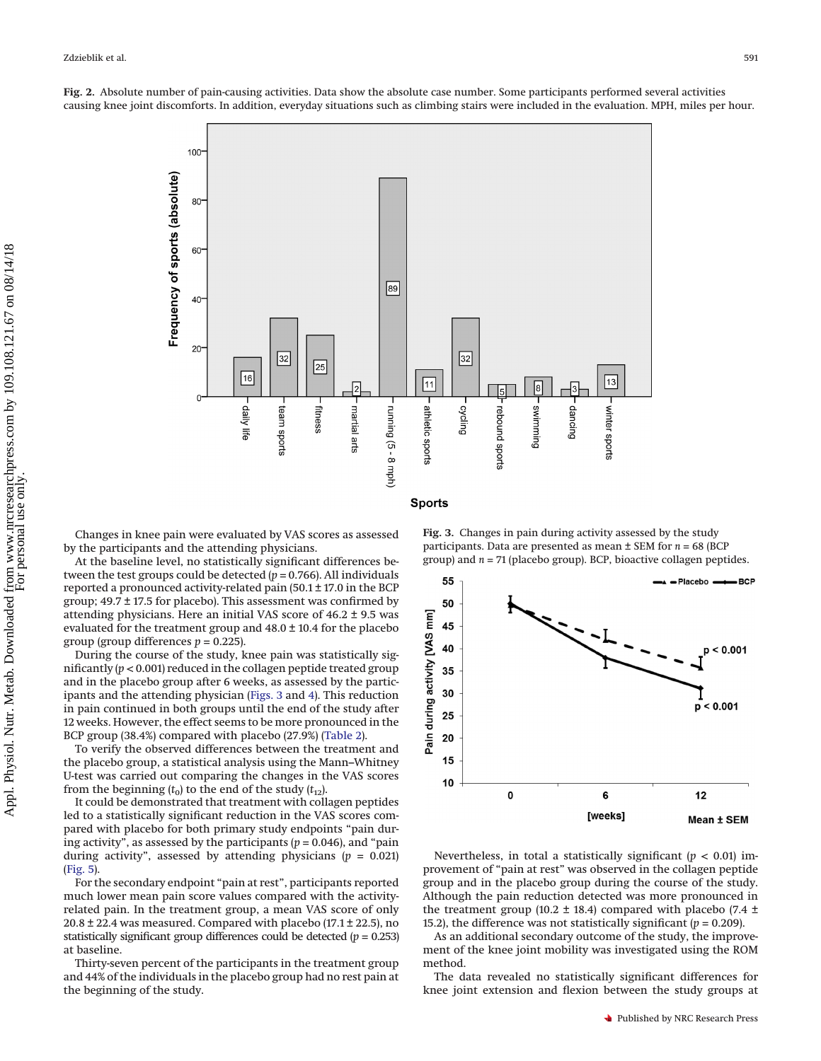**Fig. 2.** Absolute number of pain-causing activities. Data show the absolute case number. Some participants performed several activities causing knee joint discomforts. In addition, everyday situations such as climbing stairs were included in the evaluation. MPH, miles per hour.

**Fig. 3.** Changes in pain during activity assessed by the study participants. Data are presented as mean ± SEM for $n$ = 68 (BCP group) and $n$ = 71 (placebo group). BCP, bioactive collagen peptides.

Changes in knee pain were evaluated by VAS scores as assessed by the participants and the attending physicians.

At the baseline level, no statistically significant differences between the test groups could be detected ($p$ = 0.766). All individuals reported a pronounced activity-related pain (50.1 ± 17.0 in the BCP group; 49.7 ± 17.5 for placebo). This assessment was confirmed by attending physicians. Here an initial VAS score of 46.2 ± 9.5 was evaluated for the treatment group and 48.0 ± 10.4 for the placebo group (group differences $p$ = 0.225).

During the course of the study, knee pain was statistically significantly ($p$ < 0.001) reduced in the collagen peptide treated group and in the placebo group after 6 weeks, as assessed by the participants and the attending physician (Figs. 3 and 4). This reduction in pain continued in both groups until the end of the study after 12 weeks. However, the effect seems to be more pronounced in the BCP group (38.4%) compared with placebo (27.9%) (Table 2).

To verify the observed differences between the treatment and the placebo group, a statistical analysis using the Mann–Whitney U-test was carried out comparing the changes in the VAS scores from the beginning ($t_0$) to the end of the study ($t_{12}$).

It could be demonstrated that treatment with collagen peptides led to a statistically significant reduction in the VAS scores compared with placebo for both primary study endpoints "pain during activity", as assessed by the participants ($p$ = 0.046), and "pain during activity", assessed by attending physicians ($p$ = 0.021) (Fig. 5).

For the secondary endpoint "pain at rest", participants reported much lower mean pain score values compared with the activity-related pain. In the treatment group, a mean VAS score of only 20.8 ± 22.4 was measured. Compared with placebo (17.1 ± 22.5), no statistically significant group differences could be detected ($p$ = 0.253) at baseline.

Thirty-seven percent of the participants in the treatment group and 44% of the individuals in the placebo group had no rest pain at the beginning of the study.

Nevertheless, in total a statistically significant ($p$ < 0.01) improvement of "pain at rest" was observed in the collagen peptide group and in the placebo group during the course of the study. Although the pain reduction detected was more pronounced in the treatment group (10.2 ± 18.4) compared with placebo (7.4 ± 15.2), the difference was not statistically significant ($p$ = 0.209).

As an additional secondary outcome of the study, the improvement of the knee joint mobility was investigated using the ROM method.

The data revealed no statistically significant differences for knee joint extension and flexion between the study groups at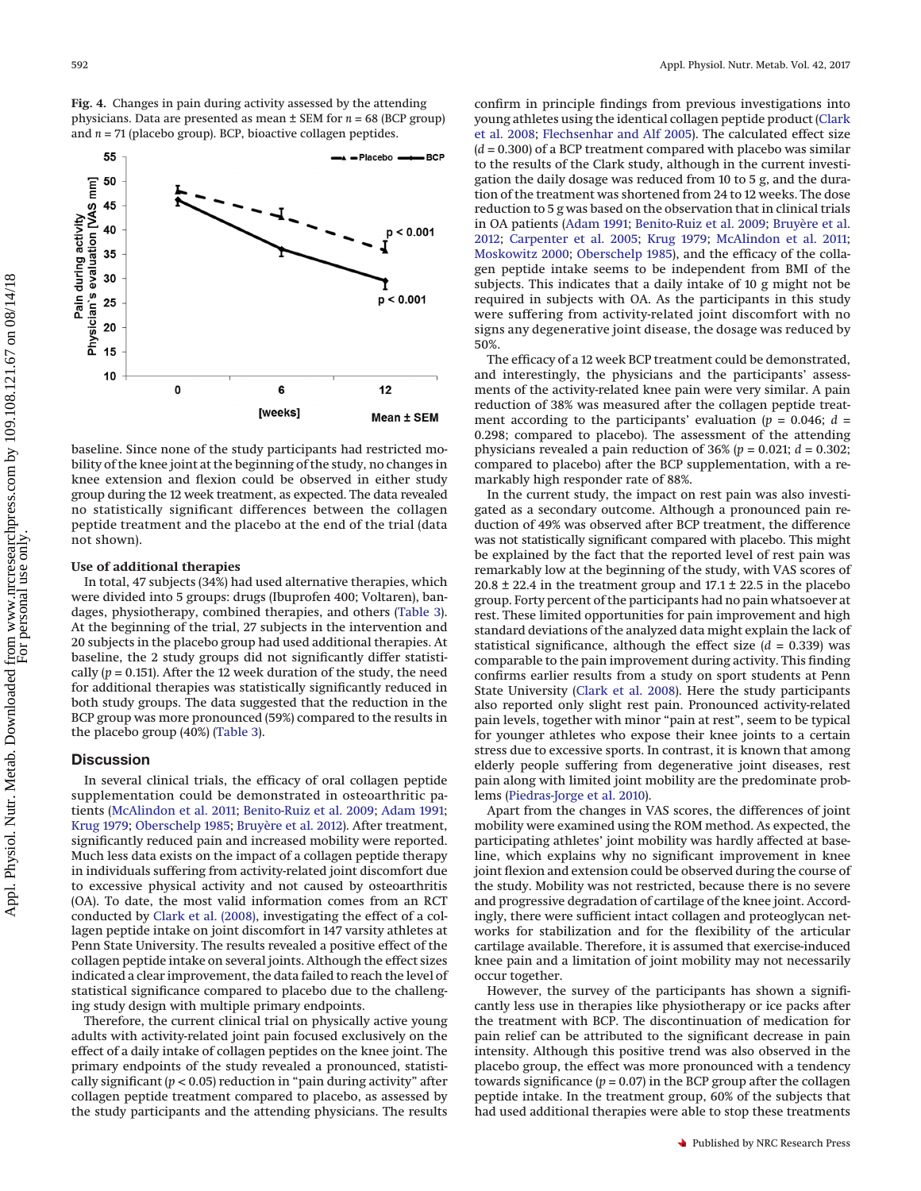**Fig. 4.** Changes in pain during activity assessed by the attending physicians. Data are presented as mean ± SEM for $n = 68$ (BCP group) and $n = 71$ (placebo group). BCP, bioactive collagen peptides.

baseline. Since none of the study participants had restricted mobility of the knee joint at the beginning of the study, no changes in knee extension and flexion could be observed in either study group during the 12 week treatment, as expected. The data revealed no statistically significant differences between the collagen peptide treatment and the placebo at the end of the trial (data not shown).

#### Use of additional therapies

In total, 47 subjects (34%) had used alternative therapies, which were divided into 5 groups: drugs (Ibuprofen 400; Voltaren), bandages, physiotherapy, combined therapies, and others (Table 3). At the beginning of the trial, 27 subjects in the intervention and 20 subjects in the placebo group had used additional therapies. At baseline, the 2 study groups did not significantly differ statistically ($p = 0.151$). After the 12 week duration of the study, the need for additional therapies was statistically significantly reduced in both study groups. The data suggested that the reduction in the BCP group was more pronounced (59%) compared to the results in the placebo group (40%) (Table 3).

## Discussion

In several clinical trials, the efficacy of oral collagen peptide supplementation could be demonstrated in osteoarthritic patients (McAlindon et al. 2011; Benito-Ruiz et al. 2009; Adam 1991; Krug 1979; Oberschelp 1985; Bruyère et al. 2012). After treatment, significantly reduced pain and increased mobility were reported. Much less data exists on the impact of a collagen peptide therapy in individuals suffering from activity-related joint discomfort due to excessive physical activity and not caused by osteoarthritis (OA). To date, the most valid information comes from an RCT conducted by Clark et al. (2008), investigating the effect of a collagen peptide intake on joint discomfort in 147 varsity athletes at Penn State University. The results revealed a positive effect of the collagen peptide intake on several joints. Although the effect sizes indicated a clear improvement, the data failed to reach the level of statistical significance compared to placebo due to the challenging study design with multiple primary endpoints.

Therefore, the current clinical trial on physically active young adults with activity-related joint pain focused exclusively on the effect of a daily intake of collagen peptides on the knee joint. The primary endpoints of the study revealed a pronounced, statistically significant ($p < 0.05$) reduction in "pain during activity" after collagen peptide treatment compared to placebo, as assessed by the study participants and the attending physicians. The results confirm in principle findings from previous investigations into young athletes using the identical collagen peptide product (Clark et al. 2008; Flechsenhar and Alf 2005). The calculated effect size ($d = 0.300$) of a BCP treatment compared with placebo was similar to the results of the Clark study, although in the current investigation the daily dosage was reduced from 10 to 5 g, and the duration of the treatment was shortened from 24 to 12 weeks. The dose reduction to 5 g was based on the observation that in clinical trials in OA patients (Adam 1991; Benito-Ruiz et al. 2009; Bruyère et al. 2012; Carpenter et al. 2005; Krug 1979; McAlindon et al. 2011; Moskowitz 2000; Oberschelp 1985), and the efficacy of the collagen peptide intake seems to be independent from BMI of the subjects. This indicates that a daily intake of 10 g might not be required in subjects with OA. As the participants in this study were suffering from activity-related joint discomfort with no signs any degenerative joint disease, the dosage was reduced by 50%.

The efficacy of a 12 week BCP treatment could be demonstrated, and interestingly, the physicians and the participants' assessments of the activity-related knee pain were very similar. A pain reduction of 38% was measured after the collagen peptide treatment according to the participants' evaluation ($p = 0.046$; $d = 0.298$; compared to placebo). The assessment of the attending physicians revealed a pain reduction of 36% ($p = 0.021$; $d = 0.302$; compared to placebo) after the BCP supplementation, with a remarkably high responder rate of 88%.

In the current study, the impact on rest pain was also investigated as a secondary outcome. Although a pronounced pain reduction of 49% was observed after BCP treatment, the difference was not statistically significant compared with placebo. This might be explained by the fact that the reported level of rest pain was remarkably low at the beginning of the study, with VAS scores of 20.8 ± 22.4 in the treatment group and 17.1 ± 22.5 in the placebo group. Forty percent of the participants had no pain whatsoever at rest. These limited opportunities for pain improvement and high standard deviations of the analyzed data might explain the lack of statistical significance, although the effect size ($d = 0.339$) was comparable to the pain improvement during activity. This finding confirms earlier results from a study on sport students at Penn State University (Clark et al. 2008). Here the study participants also reported only slight rest pain. Pronounced activity-related pain levels, together with minor "pain at rest", seem to be typical for younger athletes who expose their knee joints to a certain stress due to excessive sports. In contrast, it is known that among elderly people suffering from degenerative joint diseases, rest pain along with limited joint mobility are the predominate problems (Piedras-Jorge et al. 2010).

Apart from the changes in VAS scores, the differences of joint mobility were examined using the ROM method. As expected, the participating athletes' joint mobility was hardly affected at baseline, which explains why no significant improvement in knee joint flexion and extension could be observed during the course of the study. Mobility was not restricted, because there is no severe and progressive degradation of cartilage of the knee joint. Accordingly, there were sufficient intact collagen and proteoglycan networks for stabilization and for the flexibility of the articular cartilage available. Therefore, it is assumed that exercise-induced knee pain and a limitation of joint mobility may not necessarily occur together.

However, the survey of the participants has shown a significantly less use in therapies like physiotherapy or ice packs after the treatment with BCP. The discontinuation of medication for pain relief can be attributed to the significant decrease in pain intensity. Although this positive trend was also observed in the placebo group, the effect was more pronounced with a tendency towards significance ($p = 0.07$) in the BCP group after the collagen peptide intake. In the treatment group, 60% of the subjects that had used additional therapies were able to stop these treatments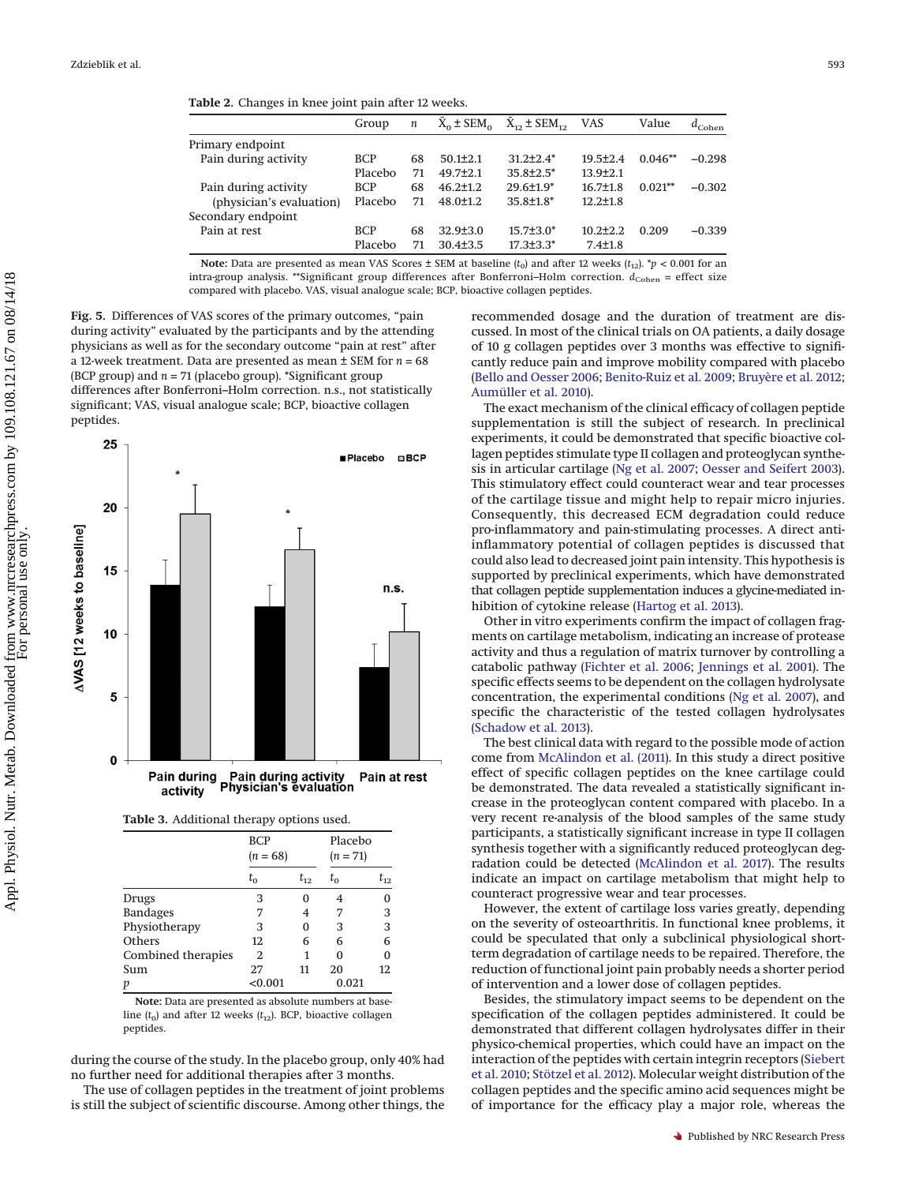**Table 2.** Changes in knee joint pain after 12 weeks.

| | Group | $n$ | $\bar{X}_0 \pm SEM_0$ | $\bar{X}_{12} \pm SEM_{12}$ | VAS | Value | $d_{Cohen}$ |
|---|---|---|---|---|---|---|---|
| Primary endpoint | | | | | | | |
| Pain during activity | BCP | 68 | 50.1±2.1 | 31.2±2.4* | 19.5±2.4 | 0.046** | −0.298 |
| | Placebo | 71 | 49.7±2.1 | 35.8±2.5* | 13.9±2.1 | | |
| Pain during activity (physician's evaluation) | BCP | 68 | 46.2±1.2 | 29.6±1.9* | 16.7±1.8 | 0.021** | −0.302 |
| | Placebo | 71 | 48.0±1.2 | 35.8±1.8* | 12.2±1.8 | | |
| Secondary endpoint | | | | | | | |
| Pain at rest | BCP | 68 | 32.9±3.0 | 15.7±3.0* | 10.2±2.2 | 0.209 | −0.339 |
| | Placebo | 71 | 30.4±3.5 | 17.3±3.3* | 7.4±1.8 | | |

**Note:** Data are presented as mean VAS Scores ± SEM at baseline ($t_0$) and after 12 weeks ($t_{12}$). *$p < 0.001$ for an intra-group analysis. **Significant group differences after Bonferroni–Holm correction. $d_{Cohen}$ = effect size compared with placebo. VAS, visual analogue scale; BCP, bioactive collagen peptides.

**Fig. 5.** Differences of VAS scores of the primary outcomes, "pain during activity" evaluated by the participants and by the attending physicians as well as for the secondary outcome "pain at rest" after a 12-week treatment. Data are presented as mean ± SEM for $n$ = 68 (BCP group) and $n$ = 71 (placebo group). *Significant group differences after Bonferroni–Holm correction. n.s., not statistically significant; VAS, visual analogue scale; BCP, bioactive collagen peptides.

**Table 3.** Additional therapy options used.

| | BCP ($n$ = 68) | | Placebo ($n$ = 71) | |
|---|---|---|---|---|
| | $t_0$ | $t_{12}$ | $t_0$ | $t_{12}$ |
| Drugs | 3 | 0 | 4 | 0 |
| Bandages | 7 | 4 | 7 | 3 |
| Physiotherapy | 3 | 0 | 3 | 3 |
| Others | 12 | 6 | 6 | 6 |
| Combined therapies | 2 | 1 | 0 | 0 |
| Sum | 27 | 11 | 20 | 12 |
| $p$ | <0.001 | | 0.021 | |

**Note:** Data are presented as absolute numbers at baseline ($t_0$) and after 12 weeks ($t_{12}$). BCP, bioactive collagen peptides.

during the course of the study. In the placebo group, only 40% had no further need for additional therapies after 3 months.

The use of collagen peptides in the treatment of joint problems is still the subject of scientific discourse. Among other things, the recommended dosage and the duration of treatment are discussed. In most of the clinical trials on OA patients, a daily dosage of 10 g collagen peptides over 3 months was effective to significantly reduce pain and improve mobility compared with placebo (Bello and Oesser 2006; Benito-Ruiz et al. 2009; Bruyère et al. 2012; Aumüller et al. 2010).

The exact mechanism of the clinical efficacy of collagen peptide supplementation is still the subject of research. In preclinical experiments, it could be demonstrated that specific bioactive collagen peptides stimulate type II collagen and proteoglycan synthesis in articular cartilage (Ng et al. 2007; Oesser and Seifert 2003). This stimulatory effect could counteract wear and tear processes of the cartilage tissue and might help to repair micro injuries. Consequently, this decreased ECM degradation could reduce pro-inflammatory and pain-stimulating processes. A direct anti-inflammatory potential of collagen peptides is discussed that could also lead to decreased joint pain intensity. This hypothesis is supported by preclinical experiments, which have demonstrated that collagen peptide supplementation induces a glycine-mediated inhibition of cytokine release (Hartog et al. 2013).

Other in vitro experiments confirm the impact of collagen fragments on cartilage metabolism, indicating an increase of protease activity and thus a regulation of matrix turnover by controlling a catabolic pathway (Fichter et al. 2006; Jennings et al. 2001). The specific effects seems to be dependent on the collagen hydrolysate concentration, the experimental conditions (Ng et al. 2007), and specific the characteristic of the tested collagen hydrolysates (Schadow et al. 2013).

The best clinical data with regard to the possible mode of action come from McAlindon et al. (2011). In this study a direct positive effect of specific collagen peptides on the knee cartilage could be demonstrated. The data revealed a statistically significant increase in the proteoglycan content compared with placebo. In a very recent re-analysis of the blood samples of the same study participants, a statistically significant increase in type II collagen synthesis together with a significantly reduced proteoglycan degradation could be detected (McAlindon et al. 2017). The results indicate an impact on cartilage metabolism that might help to counteract progressive wear and tear processes.

However, the extent of cartilage loss varies greatly, depending on the severity of osteoarthritis. In functional knee problems, it could be speculated that only a subclinical physiological short-term degradation of cartilage needs to be repaired. Therefore, the reduction of functional joint pain probably needs a shorter period of intervention and a lower dose of collagen peptides.

Besides, the stimulatory impact seems to be dependent on the specification of the collagen peptides administered. It could be demonstrated that different collagen hydrolysates differ in their physico-chemical properties, which could have an impact on the interaction of the peptides with certain integrin receptors (Siebert et al. 2010; Stötzel et al. 2012). Molecular weight distribution of the collagen peptides and the specific amino acid sequences might be of importance for the efficacy play a major role, whereas the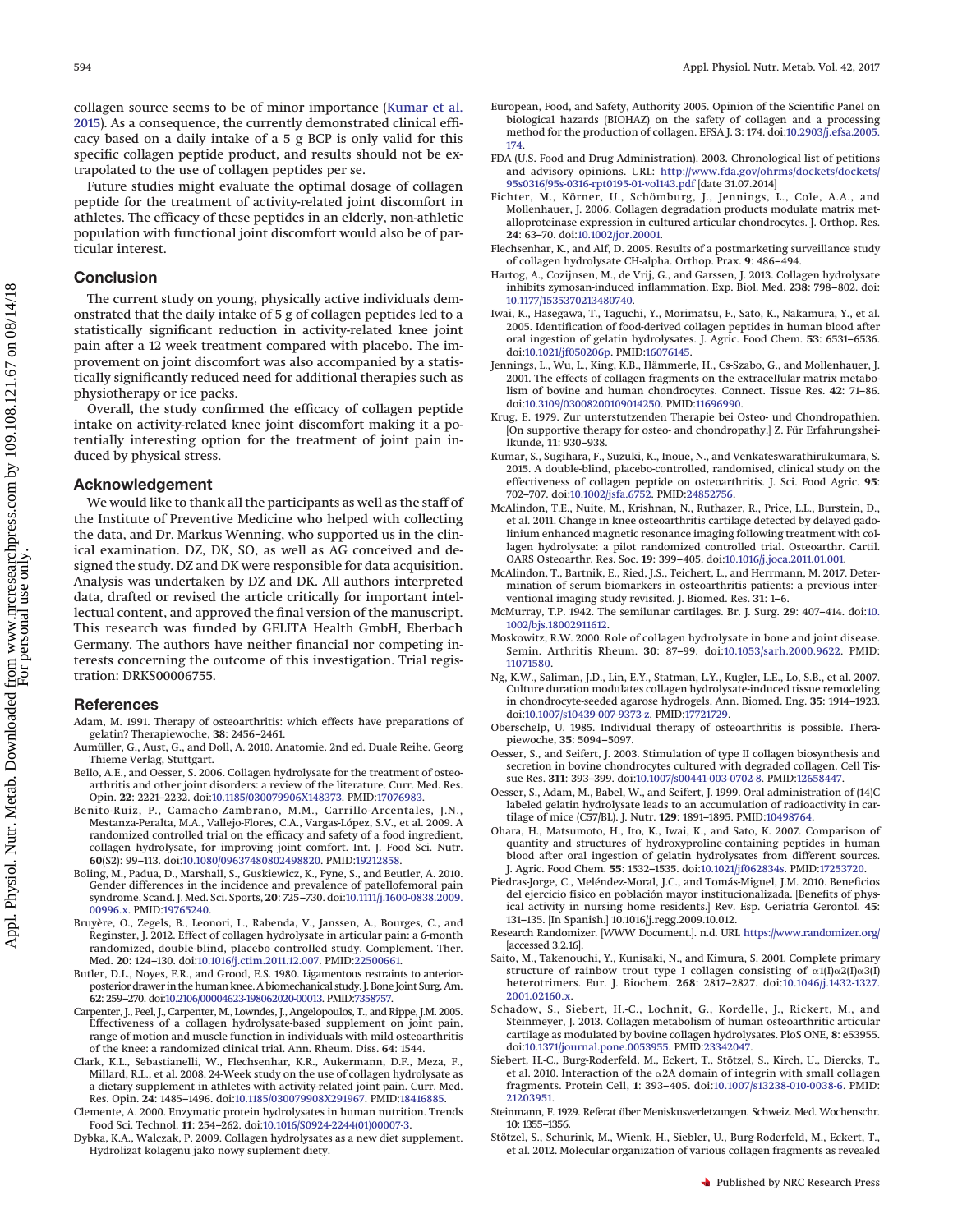collagen source seems to be of minor importance (Kumar et al. 2015). As a consequence, the currently demonstrated clinical efficacy based on a daily intake of a 5 g BCP is only valid for this specific collagen peptide product, and results should not be extrapolated to the use of collagen peptides per se.

Future studies might evaluate the optimal dosage of collagen peptide for the treatment of activity-related joint discomfort in athletes. The efficacy of these peptides in an elderly, non-athletic population with functional joint discomfort would also be of particular interest.

## Conclusion

The current study on young, physically active individuals demonstrated that the daily intake of 5 g of collagen peptides led to a statistically significant reduction in activity-related knee joint pain after a 12 week treatment compared with placebo. The improvement on joint discomfort was also accompanied by a statistically significantly reduced need for additional therapies such as physiotherapy or ice packs.

Overall, the study confirmed the efficacy of collagen peptide intake on activity-related knee joint discomfort making it a potentially interesting option for the treatment of joint pain induced by physical stress.

## Acknowledgement

We would like to thank all the participants as well as the staff of the Institute of Preventive Medicine who helped with collecting the data, and Dr. Markus Wenning, who supported us in the clinical examination. DZ, DK, SO, as well as AG conceived and designed the study. DZ and DK were responsible for data acquisition. Analysis was undertaken by DZ and DK. All authors interpreted data, drafted or revised the article critically for important intellectual content, and approved the final version of the manuscript. This research was funded by GELITA Health GmbH, Eberbach Germany. The authors have neither financial nor competing interests concerning the outcome of this investigation. Trial registration: DRKS00006755.

## References

Adam, M. 1991. Therapy of osteoarthritis: which effects have preparations of gelatin? Therapiewoche, **38**: 2456–2461.

Aumüller, G., Aust, G., and Doll, A. 2010. Anatomie. 2nd ed. Duale Reihe. Georg Thieme Verlag, Stuttgart.

Bello, A.E., and Oesser, S. 2006. Collagen hydrolysate for the treatment of osteoarthritis and other joint disorders: a review of the literature. Curr. Med. Res. Opin. **22**: 2221–2232. doi:10.1185/030079906X148373. PMID:17076983.

Benito-Ruiz, P., Camacho-Zambrano, M.M., Carrillo-Arcentales, J.N., Mestanza-Peralta, M.A., Vallejo-Flores, C.A., Vargas-López, S.V., et al. 2009. A randomized controlled trial on the efficacy and safety of a food ingredient, collagen hydrolysate, for improving joint comfort. Int. J. Food Sci. Nutr. **60**(S2): 99–113. doi:10.1080/09637480802498820. PMID:19212858.

Boling, M., Padua, D., Marshall, S., Guskiewicz, K., Pyne, S., and Beutler, A. 2010. Gender differences in the incidence and prevalence of patellofemoral pain syndrome. Scand. J. Med. Sci. Sports, **20**: 725–730. doi:10.1111/j.1600-0838.2009.00996.x. PMID:19765240.

Bruyère, O., Zegels, B., Leonori, L., Rabenda, V., Janssen, A., Bourges, C., and Reginster, J. 2012. Effect of collagen hydrolysate in articular pain: a 6-month randomized, double-blind, placebo controlled study. Complement. Ther. Med. **20**: 124–130. doi:10.1016/j.ctim.2011.12.007. PMID:22500661.

Butler, D.L., Noyes, F.R., and Grood, E.S. 1980. Ligamentous restraints to anterior-posterior drawer in the human knee. A biomechanical study. J. Bone Joint Surg. Am. **62**: 259–270. doi:10.2106/00004623-198062020-00013. PMID:7358757.

Carpenter, J., Peel, J., Carpenter, M., Lowndes, J., Angelopoulos, T., and Rippe, J.M. 2005. Effectiveness of a collagen hydrolysate-based supplement on joint pain, range of motion and muscle function in individuals with mild osteoarthritis of the knee: a randomized clinical trial. Ann. Rheum. Diss. **64**: 1544.

Clark, K.L., Sebastianelli, W., Flechsenhar, K.R., Aukermann, D.F., Meza, F., Millard, R.L., et al. 2008. 24-Week study on the use of collagen hydrolysate as a dietary supplement in athletes with activity-related joint pain. Curr. Med. Res. Opin. **24**: 1485–1496. doi:10.1185/030079908X291967. PMID:18416885.

Clemente, A. 2000. Enzymatic protein hydrolysates in human nutrition. Trends Food Sci. Technol. **11**: 254–262. doi:10.1016/S0924-2244(01)00007-3.

Dybka, K.A., Walczak, P. 2009. Collagen hydrolysates as a new diet supplement. Hydrolizat kolagenu jako nowy suplement diety.

European, Food, and Safety, Authority 2005. Opinion of the Scientific Panel on biological hazards (BIOHAZ) on the safety of collagen and a processing method for the production of collagen. EFSA J. **3**: 174. doi:10.2903/j.efsa.2005.174.

FDA (U.S. Food and Drug Administration). 2003. Chronological list of petitions and advisory opinions. URL: http://www.fda.gov/ohrms/dockets/dockets/95s0316/95s-0316-rpt0195-01-vol143.pdf [date 31.07.2014]

Fichter, M., Körner, U., Schömburg, J., Jennings, L., Cole, A.A., and Mollenhauer, J. 2006. Collagen degradation products modulate matrix metalloproteinase expression in cultured articular chondrocytes. J. Orthop. Res. **24**: 63–70. doi:10.1002/jor.20001.

Flechsenhar, K., and Alf, D. 2005. Results of a postmarketing surveillance study of collagen hydrolysate CH-alpha. Orthop. Prax. **9**: 486–494.

Hartog, A., Cozijnsen, M., de Vrij, G., and Garssen, J. 2013. Collagen hydrolysate inhibits zymosan-induced inflammation. Exp. Biol. Med. **238**: 798–802. doi:10.1177/1535370213480740.

Iwai, K., Hasegawa, T., Taguchi, Y., Morimatsu, F., Sato, K., Nakamura, Y., et al. 2005. Identification of food-derived collagen peptides in human blood after oral ingestion of gelatin hydrolysates. J. Agric. Food Chem. **53**: 6531–6536. doi:10.1021/jf050206p. PMID:16076145.

Jennings, L., Wu, L., King, K.B., Hämmerle, H., Cs-Szabo, G., and Mollenhauer, J. 2001. The effects of collagen fragments on the extracellular matrix metabolism of bovine and human chondrocytes. Connect. Tissue Res. **42**: 71–86. doi:10.3109/03008200109014250. PMID:11696990.

Krug, E. 1979. Zur unterstutzenden Therapie bei Osteo- und Chondropathien. [On supportive therapy for osteo- and chondropathy.] Z. Für Erfahrungsheilkunde, **11**: 930–938.

Kumar, S., Sugihara, F., Suzuki, K., Inoue, N., and Venkateswarathirukumara, S. 2015. A double-blind, placebo-controlled, randomised, clinical study on the effectiveness of collagen peptide on osteoarthritis. J. Sci. Food Agric. **95**: 702–707. doi:10.1002/jsfa.6752. PMID:24852756.

McAlindon, T.E., Nuite, M., Krishnan, N., Ruthazer, R., Price, L.L., Burstein, D., et al. 2011. Change in knee osteoarthritis cartilage detected by delayed gadolinium enhanced magnetic resonance imaging following treatment with collagen hydrolysate: a pilot randomized controlled trial. Osteoarthr. Cartil. OARS Osteoarthr. Res. Soc. **19**: 399–405. doi:10.1016/j.joca.2011.01.001.

McAlindon, T., Bartnik, E., Ried, J.S., Teichert, L., and Herrmann, M. 2017. Determination of serum biomarkers in osteoarthritis patients: a previous interventional imaging study revisited. J. Biomed. Res. **31**: 1–6.

McMurray, T.P. 1942. The semilunar cartilages. Br. J. Surg. **29**: 407–414. doi:10.1002/bjs.18002911612.

Moskowitz, R.W. 2000. Role of collagen hydrolysate in bone and joint disease. Semin. Arthritis Rheum. **30**: 87–99. doi:10.1053/sarh.2000.9622. PMID:11071580.

Ng, K.W., Saliman, J.D., Lin, E.Y., Statman, L.Y., Kugler, L.E., Lo, S.B., et al. 2007. Culture duration modulates collagen hydrolysate-induced tissue remodeling in chondrocyte-seeded agarose hydrogels. Ann. Biomed. Eng. **35**: 1914–1923. doi:10.1007/s10439-007-9373-z. PMID:17721729.

Oberschelp, U. 1985. Individual therapy of osteoarthritis is possible. Therapiewoche, **35**: 5094–5097.

Oesser, S., and Seifert, J. 2003. Stimulation of type II collagen biosynthesis and secretion in bovine chondrocytes cultured with degraded collagen. Cell Tissue Res. **311**: 393–399. doi:10.1007/s00441-003-0702-8. PMID:12658447.

Oesser, S., Adam, M., Babel, W., and Seifert, J. 1999. Oral administration of (14)C labeled gelatin hydrolysate leads to an accumulation of radioactivity in cartilage of mice (C57/BL). J. Nutr. **129**: 1891–1895. PMID:10498764.

Ohara, H., Matsumoto, H., Ito, K., Iwai, K., and Sato, K. 2007. Comparison of quantity and structures of hydroxyproline-containing peptides in human blood after oral ingestion of gelatin hydrolysates from different sources. J. Agric. Food Chem. **55**: 1532–1535. doi:10.1021/jf062834s. PMID:17253720.

Piedras-Jorge, C., Meléndez-Moral, J.C., and Tomás-Miguel, J.M. 2010. Beneficios del ejercicio físico en población mayor institucionalizada. [Benefits of physical activity in nursing home residents.] Rev. Esp. Geriatría Gerontol. **45**: 131–135. [In Spanish.] 10.1016/j.regg.2009.10.012.

Research Randomizer. [WWW Document.]. n.d. URL https://www.randomizer.org/ [accessed 3.2.16].

Saito, M., Takenouchi, Y., Kunisaki, N., and Kimura, S. 2001. Complete primary structure of rainbow trout type I collagen consisting of α1(I)α2(I)α3(I) heterotrimers. Eur. J. Biochem. **268**: 2817–2827. doi:10.1046/j.1432-1327.2001.02160.x.

Schadow, S., Siebert, H.-C., Lochnit, G., Kordelle, J., Rickert, M., and Steinmeyer, J. 2013. Collagen metabolism of human osteoarthritic articular cartilage as modulated by bovine collagen hydrolysates. PloS ONE, **8**: e53955. doi:10.1371/journal.pone.0053955. PMID:23342047.

Siebert, H.-C., Burg-Roderfeld, M., Eckert, T., Stötzel, S., Kirch, U., Diercks, T., et al. 2010. Interaction of the α2A domain of integrin with small collagen fragments. Protein Cell, **1**: 393–405. doi:10.1007/s13238-010-0038-6. PMID:21203951.

Steinmann, F. 1929. Referat über Meniskusverletzungen. Schweiz. Med. Wochenschr. **10**: 1355–1356.

Stötzel, S., Schurink, M., Wienk, H., Siebler, U., Burg-Roderfeld, M., Eckert, T., et al. 2012. Molecular organization of various collagen fragments as revealed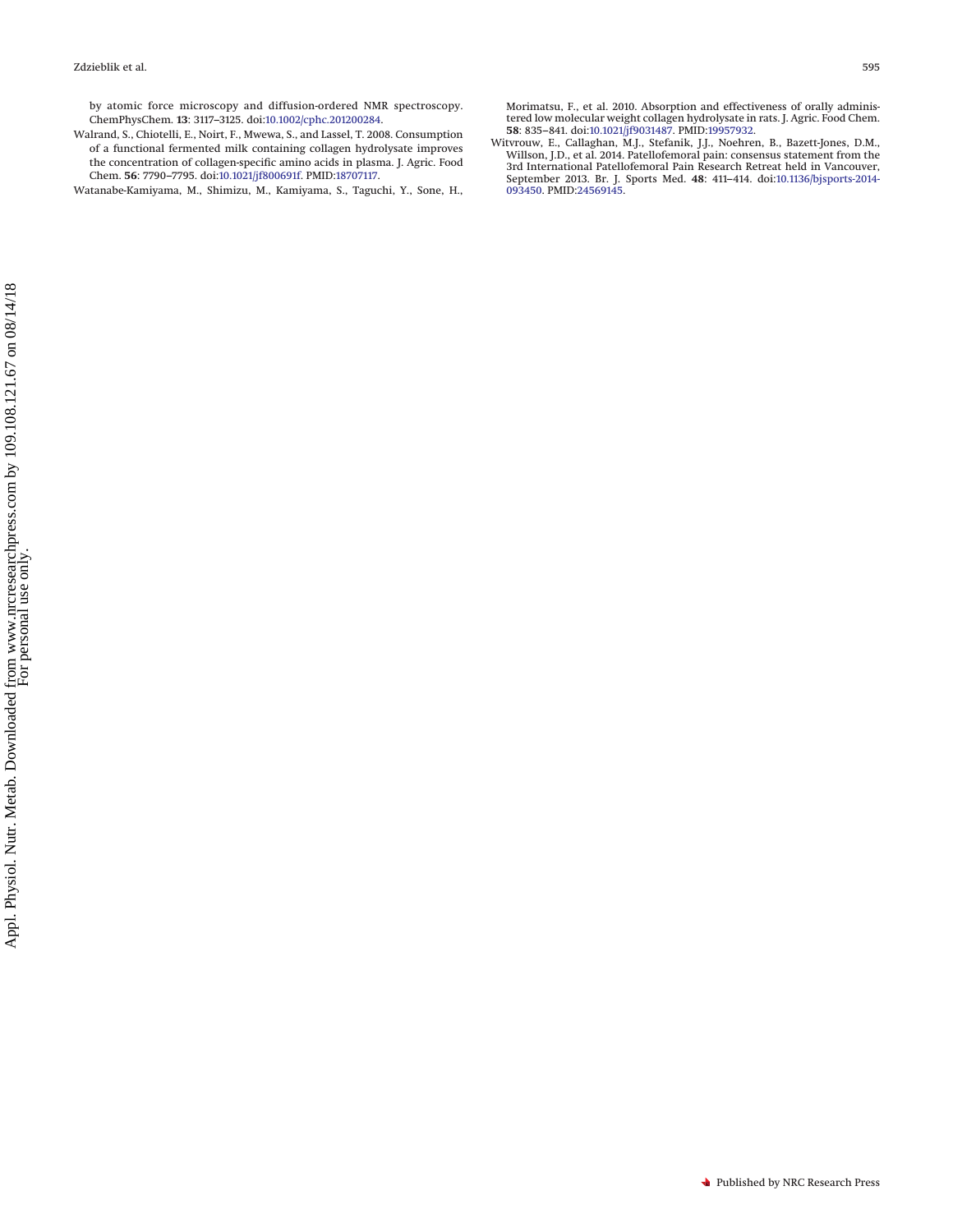by atomic force microscopy and diffusion-ordered NMR spectroscopy. ChemPhysChem. **13**: 3117–3125. doi:10.1002/cphc.201200284.

Walrand, S., Chiotelli, E., Noirt, F., Mwewa, S., and Lassel, T. 2008. Consumption of a functional fermented milk containing collagen hydrolysate improves the concentration of collagen-specific amino acids in plasma. J. Agric. Food Chem. **56**: 7790–7795. doi:10.1021/jf800691f. PMID:18707117.

Watanabe-Kamiyama, M., Shimizu, M., Kamiyama, S., Taguchi, Y., Sone, H., Morimatsu, F., et al. 2010. Absorption and effectiveness of orally administered low molecular weight collagen hydrolysate in rats. J. Agric. Food Chem. **58**: 835–841. doi:10.1021/jf9031487. PMID:19957932.

Witvrouw, E., Callaghan, M.J., Stefanik, J.J., Noehren, B., Bazett-Jones, D.M., Willson, J.D., et al. 2014. Patellofemoral pain: consensus statement from the 3rd International Patellofemoral Pain Research Retreat held in Vancouver, September 2013. Br. J. Sports Med. **48**: 411–414. doi:10.1136/bjsports-2014-093450. PMID:24569145.